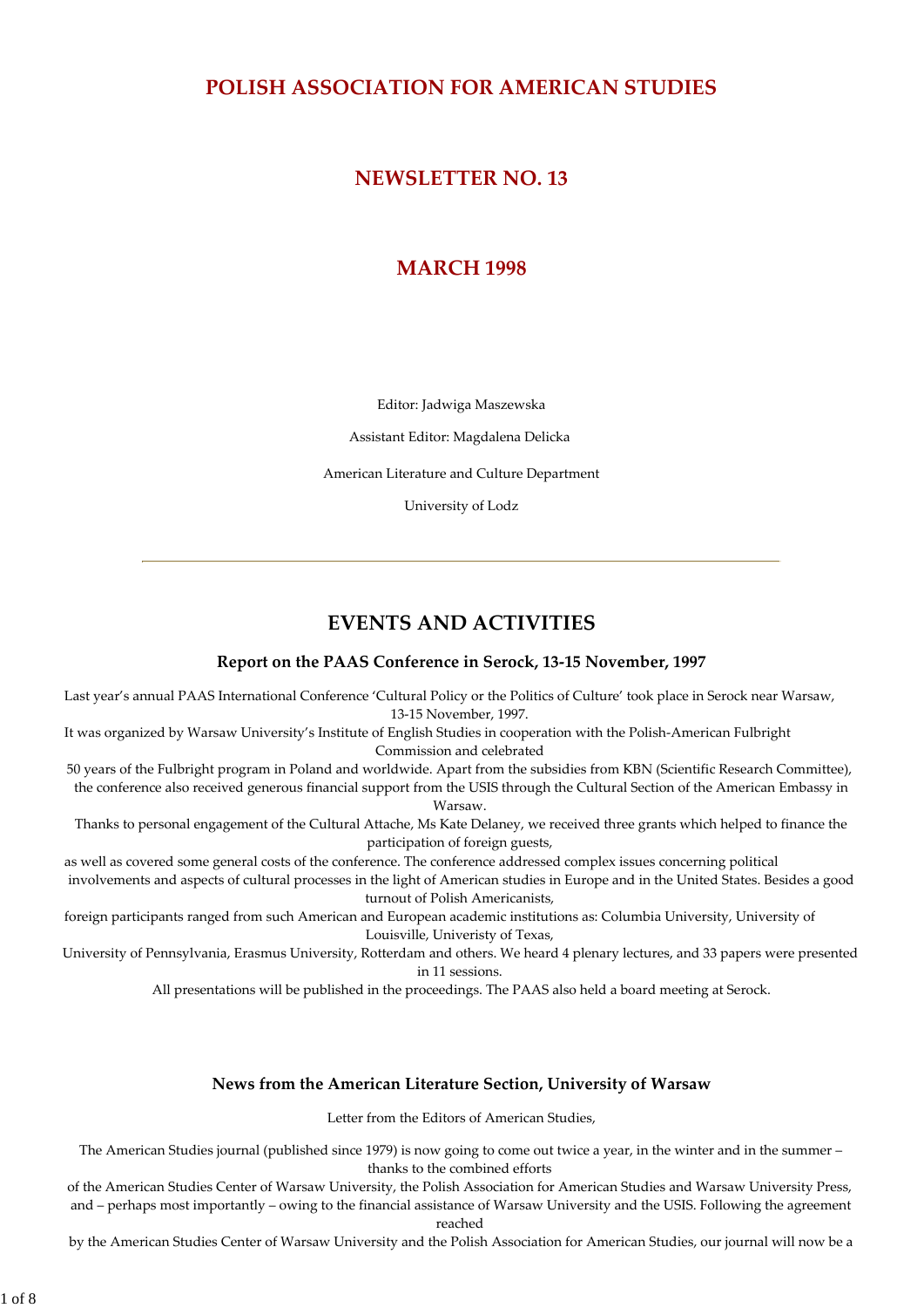# POLISH ASSOCIATION FOR AMERICAN STUDIES

## NEWSLETTER NO. 13

## MARCH 1998

Editor: Jadwiga Maszewska

Assistant Editor: Magdalena Delicka

American Literature and Culture Department

University of Lodz

---

## EVENTS AND ACTIVITIES

### Report on the PAAS Conference in Serock, 13-15 November, 1997

Last year's annual PAAS International Conference 'Cultural Policy or the Politics of Culture' took place in Serock near Warsaw, 13-15 November, 1997.
It was organized by Warsaw University's Institute of English Studies in cooperation with the Polish-American Fulbright Commission and celebrated
50 years of the Fulbright program in Poland and worldwide. Apart from the subsidies from KBN (Scientific Research Committee), the conference also received generous financial support from the USIS through the Cultural Section of the American Embassy in Warsaw.
Thanks to personal engagement of the Cultural Attache, Ms Kate Delaney, we received three grants which helped to finance the participation of foreign guests,
as well as covered some general costs of the conference. The conference addressed complex issues concerning political involvements and aspects of cultural processes in the light of American studies in Europe and in the United States. Besides a good turnout of Polish Americanists,
foreign participants ranged from such American and European academic institutions as: Columbia University, University of Louisville, Univeristy of Texas,
University of Pennsylvania, Erasmus University, Rotterdam and others. We heard 4 plenary lectures, and 33 papers were presented in 11 sessions.
All presentations will be published in the proceedings. The PAAS also held a board meeting at Serock.

### News from the American Literature Section, University of Warsaw

Letter from the Editors of American Studies,

The American Studies journal (published since 1979) is now going to come out twice a year, in the winter and in the summer – thanks to the combined efforts
of the American Studies Center of Warsaw University, the Polish Association for American Studies and Warsaw University Press, and – perhaps most importantly – owing to the financial assistance of Warsaw University and the USIS. Following the agreement reached
by the American Studies Center of Warsaw University and the Polish Association for American Studies, our journal will now be a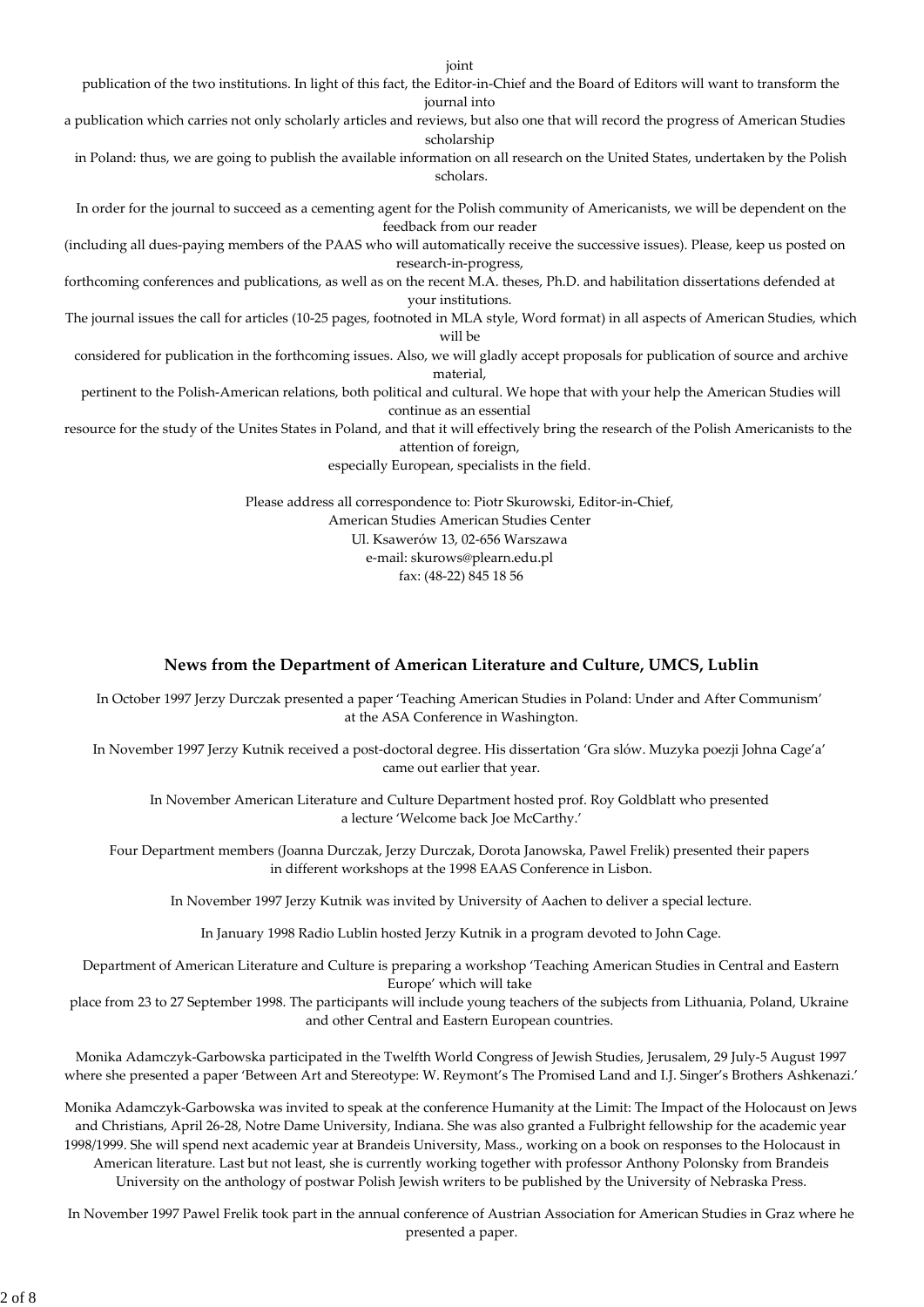joint publication of the two institutions. In light of this fact, the Editor-in-Chief and the Board of Editors will want to transform the journal into a publication which carries not only scholarly articles and reviews, but also one that will record the progress of American Studies scholarship in Poland: thus, we are going to publish the available information on all research on the United States, undertaken by the Polish scholars.

In order for the journal to succeed as a cementing agent for the Polish community of Americanists, we will be dependent on the feedback from our reader (including all dues-paying members of the PAAS who will automatically receive the successive issues). Please, keep us posted on research-in-progress, forthcoming conferences and publications, as well as on the recent M.A. theses, Ph.D. and habilitation dissertations defended at your institutions. The journal issues the call for articles (10-25 pages, footnoted in MLA style, Word format) in all aspects of American Studies, which will be considered for publication in the forthcoming issues. Also, we will gladly accept proposals for publication of source and archive material, pertinent to the Polish-American relations, both political and cultural. We hope that with your help the American Studies will continue as an essential resource for the study of the Unites States in Poland, and that it will effectively bring the research of the Polish Americanists to the attention of foreign, especially European, specialists in the field.

Please address all correspondence to: Piotr Skurowski, Editor-in-Chief,
American Studies American Studies Center
Ul. Ksawerów 13, 02-656 Warszawa
e-mail: skurows@plearn.edu.pl
fax: (48-22) 845 18 56

### News from the Department of American Literature and Culture, UMCS, Lublin

In October 1997 Jerzy Durczak presented a paper 'Teaching American Studies in Poland: Under and After Communism' at the ASA Conference in Washington.

In November 1997 Jerzy Kutnik received a post-doctoral degree. His dissertation 'Gra slów. Muzyka poezji Johna Cage'a' came out earlier that year.

In November American Literature and Culture Department hosted prof. Roy Goldblatt who presented a lecture 'Welcome back Joe McCarthy.'

Four Department members (Joanna Durczak, Jerzy Durczak, Dorota Janowska, Pawel Frelik) presented their papers in different workshops at the 1998 EAAS Conference in Lisbon.

In November 1997 Jerzy Kutnik was invited by University of Aachen to deliver a special lecture.

In January 1998 Radio Lublin hosted Jerzy Kutnik in a program devoted to John Cage.

Department of American Literature and Culture is preparing a workshop 'Teaching American Studies in Central and Eastern Europe' which will take place from 23 to 27 September 1998. The participants will include young teachers of the subjects from Lithuania, Poland, Ukraine and other Central and Eastern European countries.

Monika Adamczyk-Garbowska participated in the Twelfth World Congress of Jewish Studies, Jerusalem, 29 July-5 August 1997 where she presented a paper 'Between Art and Stereotype: W. Reymont's The Promised Land and I.J. Singer's Brothers Ashkenazi.'

Monika Adamczyk-Garbowska was invited to speak at the conference Humanity at the Limit: The Impact of the Holocaust on Jews and Christians, April 26-28, Notre Dame University, Indiana. She was also granted a Fulbright fellowship for the academic year 1998/1999. She will spend next academic year at Brandeis University, Mass., working on a book on responses to the Holocaust in American literature. Last but not least, she is currently working together with professor Anthony Polonsky from Brandeis University on the anthology of postwar Polish Jewish writers to be published by the University of Nebraska Press.

In November 1997 Pawel Frelik took part in the annual conference of Austrian Association for American Studies in Graz where he presented a paper.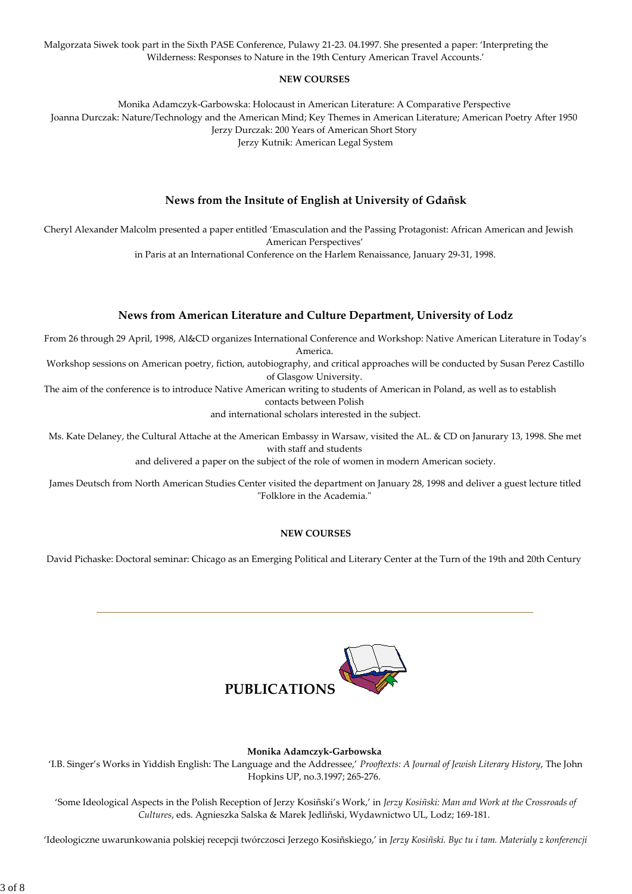Malgorzata Siwek took part in the Sixth PASE Conference, Pulawy 21-23. 04.1997. She presented a paper: 'Interpreting the Wilderness: Responses to Nature in the 19th Century American Travel Accounts.'

**NEW COURSES**

Monika Adamczyk-Garbowska: Holocaust in American Literature: A Comparative Perspective
Joanna Durczak: Nature/Technology and the American Mind; Key Themes in American Literature; American Poetry After 1950
Jerzy Durczak: 200 Years of American Short Story
Jerzy Kutnik: American Legal System

## News from the Insitute of English at University of Gdañsk

Cheryl Alexander Malcolm presented a paper entitled 'Emasculation and the Passing Protagonist: African American and Jewish American Perspectives' in Paris at an International Conference on the Harlem Renaissance, January 29-31, 1998.

## News from American Literature and Culture Department, University of Lodz

From 26 through 29 April, 1998, Al&CD organizes International Conference and Workshop: Native American Literature in Today's America.
Workshop sessions on American poetry, fiction, autobiography, and critical approaches will be conducted by Susan Perez Castillo of Glasgow University.
The aim of the conference is to introduce Native American writing to students of American in Poland, as well as to establish contacts between Polish and international scholars interested in the subject.

Ms. Kate Delaney, the Cultural Attache at the American Embassy in Warsaw, visited the AL. & CD on Janurary 13, 1998. She met with staff and students and delivered a paper on the subject of the role of women in modern American society.

James Deutsch from North American Studies Center visited the department on January 28, 1998 and deliver a guest lecture titled "Folklore in the Academia."

**NEW COURSES**

David Pichaske: Doctoral seminar: Chicago as an Emerging Political and Literary Center at the Turn of the 19th and 20th Century

---

# PUBLICATIONS

**Monika Adamczyk-Garbowska**
'I.B. Singer's Works in Yiddish English: The Language and the Addressee,' *Prooftexts: A Journal of Jewish Literary History*, The John Hopkins UP, no.3.1997; 265-276.

'Some Ideological Aspects in the Polish Reception of Jerzy Kosiñski's Work,' in *Jerzy Kosiñski: Man and Work at the Crossroads of Cultures*, eds. Agnieszka Salska & Marek Jedliñski, Wydawnictwo UL, Lodz; 169-181.

'Ideologiczne uwarunkowania polskiej recepcji twórczosci Jerzego Kosiñskiego,' in *Jerzy Kosiñski. Byc tu i tam. Materialy z konferencji*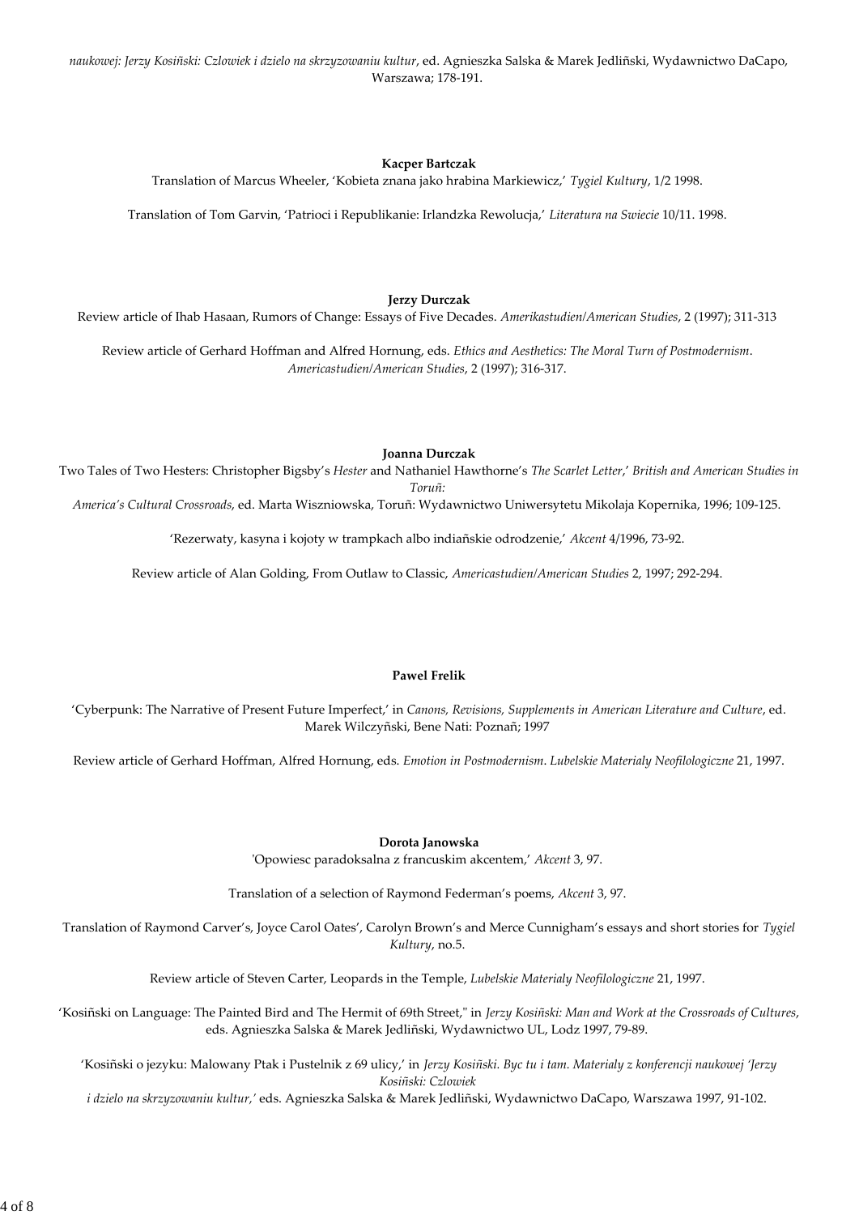*naukowej: Jerzy Kosiñski: Czlowiek i dzielo na skrzyzowaniu kultur*, ed. Agnieszka Salska & Marek Jedliñski, Wydawnictwo DaCapo, Warszawa; 178-191.

**Kacper Bartczak**

Translation of Marcus Wheeler, 'Kobieta znana jako hrabina Markiewicz,' *Tygiel Kultury*, 1/2 1998.

Translation of Tom Garvin, 'Patrioci i Republikanie: Irlandzka Rewolucja,' *Literatura na Swiecie* 10/11. 1998.

**Jerzy Durczak**

Review article of Ihab Hasaan, Rumors of Change: Essays of Five Decades. *Amerikastudien/American Studies*, 2 (1997); 311-313

Review article of Gerhard Hoffman and Alfred Hornung, eds. *Ethics and Aesthetics: The Moral Turn of Postmodernism*. *Americastudien/American Studies*, 2 (1997); 316-317.

**Joanna Durczak**

Two Tales of Two Hesters: Christopher Bigsby's *Hester* and Nathaniel Hawthorne's *The Scarlet Letter*,' *British and American Studies in Toruñ: America's Cultural Crossroads*, ed. Marta Wiszniowska, Toruñ: Wydawnictwo Uniwersytetu Mikolaja Kopernika, 1996; 109-125.

'Rezerwaty, kasyna i kojoty w trampkach albo indiañskie odrodzenie,' *Akcent* 4/1996, 73-92.

Review article of Alan Golding, From Outlaw to Classic, *Americastudien/American Studies* 2, 1997; 292-294.

**Pawel Frelik**

'Cyberpunk: The Narrative of Present Future Imperfect,' in *Canons, Revisions, Supplements in American Literature and Culture*, ed. Marek Wilczyñski, Bene Nati: Poznañ; 1997

Review article of Gerhard Hoffman, Alfred Hornung, eds. *Emotion in Postmodernism*. *Lubelskie Materialy Neofilologiczne* 21, 1997.

**Dorota Janowska**

'Opowiesc paradoksalna z francuskim akcentem,' *Akcent* 3, 97.

Translation of a selection of Raymond Federman's poems, *Akcent* 3, 97.

Translation of Raymond Carver's, Joyce Carol Oates', Carolyn Brown's and Merce Cunnigham's essays and short stories for *Tygiel Kultury*, no.5.

Review article of Steven Carter, Leopards in the Temple, *Lubelskie Materialy Neofilologiczne* 21, 1997.

'Kosiñski on Language: The Painted Bird and The Hermit of 69th Street," in *Jerzy Kosiñski: Man and Work at the Crossroads of Cultures*, eds. Agnieszka Salska & Marek Jedliñski, Wydawnictwo UL, Lodz 1997, 79-89.

'Kosiñski o jezyku: Malowany Ptak i Pustelnik z 69 ulicy,' in *Jerzy Kosiñski. Byc tu i tam. Materialy z konferencji naukowej 'Jerzy Kosiñski: Czlowiek i dzielo na skrzyzowaniu kultur,'* eds. Agnieszka Salska & Marek Jedliñski, Wydawnictwo DaCapo, Warszawa 1997, 91-102.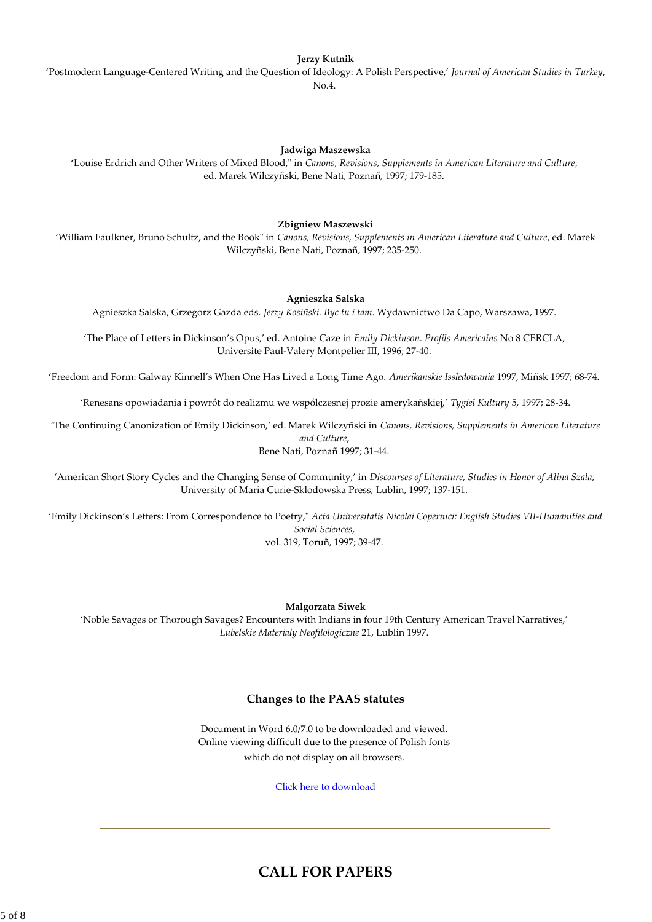**Jerzy Kutnik**

'Postmodern Language-Centered Writing and the Question of Ideology: A Polish Perspective,' *Journal of American Studies in Turkey*, No.4.

**Jadwiga Maszewska**

'Louise Erdrich and Other Writers of Mixed Blood," in *Canons, Revisions, Supplements in American Literature and Culture*, ed. Marek Wilczyñski, Bene Nati, Poznañ, 1997; 179-185.

**Zbigniew Maszewski**

'William Faulkner, Bruno Schultz, and the Book" in *Canons, Revisions, Supplements in American Literature and Culture*, ed. Marek Wilczyñski, Bene Nati, Poznañ, 1997; 235-250.

**Agnieszka Salska**

Agnieszka Salska, Grzegorz Gazda eds. *Jerzy Kosiñski. Byc tu i tam*. Wydawnictwo Da Capo, Warszawa, 1997.

'The Place of Letters in Dickinson's Opus,' ed. Antoine Caze in *Emily Dickinson. Profils Americains* No 8 CERCLA, Universite Paul-Valery Montpelier III, 1996; 27-40.

'Freedom and Form: Galway Kinnell's When One Has Lived a Long Time Ago. *Amerikanskie Issledowania* 1997, Miñsk 1997; 68-74.

'Renesans opowiadania i powrót do realizmu we wspólczesnej prozie amerykañskiej,' *Tygiel Kultury* 5, 1997; 28-34.

'The Continuing Canonization of Emily Dickinson,' ed. Marek Wilczyñski in *Canons, Revisions, Supplements in American Literature and Culture*, Bene Nati, Poznañ 1997; 31-44.

'American Short Story Cycles and the Changing Sense of Community,' in *Discourses of Literature, Studies in Honor of Alina Szala*, University of Maria Curie-Sklodowska Press, Lublin, 1997; 137-151.

'Emily Dickinson's Letters: From Correspondence to Poetry," *Acta Universitatis Nicolai Copernici: English Studies VII-Humanities and Social Sciences*, vol. 319, Toruñ, 1997; 39-47.

**Malgorzata Siwek**

'Noble Savages or Thorough Savages? Encounters with Indians in four 19th Century American Travel Narratives,' *Lubelskie Materialy Neofilologiczne* 21, Lublin 1997.

## Changes to the PAAS statutes

Document in Word 6.0/7.0 to be downloaded and viewed. Online viewing difficult due to the presence of Polish fonts which do not display on all browsers.

Click here to download

---

# CALL FOR PAPERS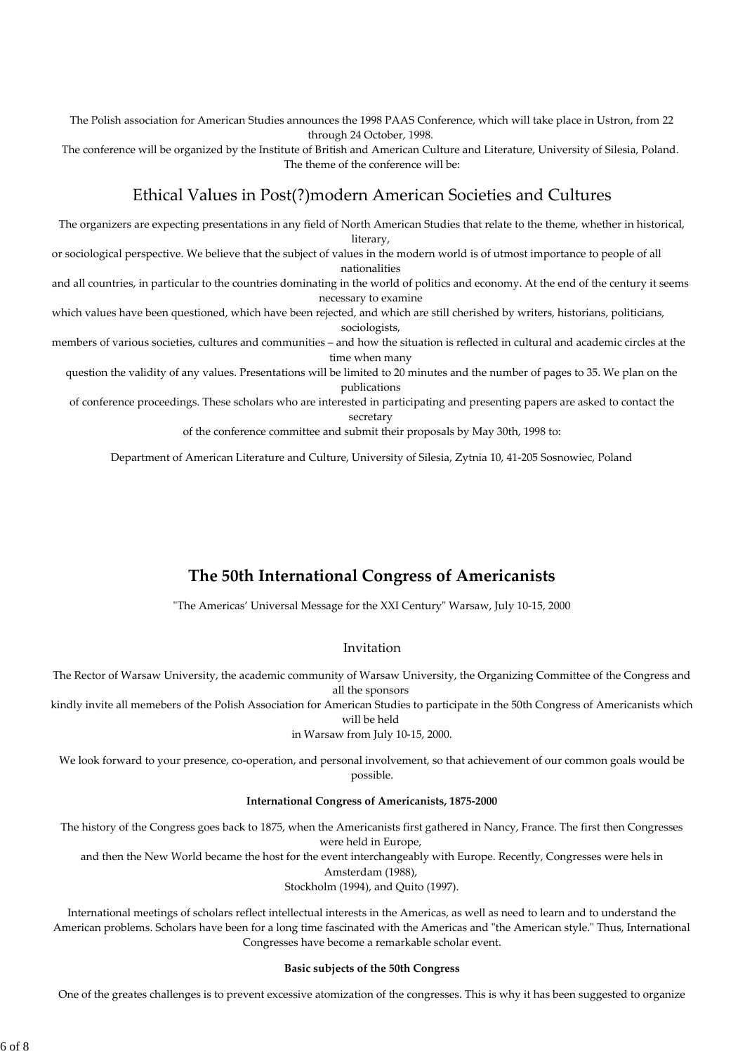The Polish association for American Studies announces the 1998 PAAS Conference, which will take place in Ustron, from 22 through 24 October, 1998.
The conference will be organized by the Institute of British and American Culture and Literature, University of Silesia, Poland. The theme of the conference will be:

## Ethical Values in Post(?)modern American Societies and Cultures

The organizers are expecting presentations in any field of North American Studies that relate to the theme, whether in historical, literary, or sociological perspective. We believe that the subject of values in the modern world is of utmost importance to people of all nationalities and all countries, in particular to the countries dominating in the world of politics and economy. At the end of the century it seems necessary to examine which values have been questioned, which have been rejected, and which are still cherished by writers, historians, politicians, sociologists, members of various societies, cultures and communities – and how the situation is reflected in cultural and academic circles at the time when many question the validity of any values. Presentations will be limited to 20 minutes and the number of pages to 35. We plan on the publications of conference proceedings. These scholars who are interested in participating and presenting papers are asked to contact the secretary of the conference committee and submit their proposals by May 30th, 1998 to:

Department of American Literature and Culture, University of Silesia, Zytnia 10, 41-205 Sosnowiec, Poland

## The 50th International Congress of Americanists

"The Americas' Universal Message for the XXI Century" Warsaw, July 10-15, 2000

### Invitation

The Rector of Warsaw University, the academic community of Warsaw University, the Organizing Committee of the Congress and all the sponsors kindly invite all memebers of the Polish Association for American Studies to participate in the 50th Congress of Americanists which will be held in Warsaw from July 10-15, 2000.

We look forward to your presence, co-operation, and personal involvement, so that achievement of our common goals would be possible.

**International Congress of Americanists, 1875-2000**

The history of the Congress goes back to 1875, when the Americanists first gathered in Nancy, France. The first then Congresses were held in Europe, and then the New World became the host for the event interchangeably with Europe. Recently, Congresses were hels in Amsterdam (1988), Stockholm (1994), and Quito (1997).

International meetings of scholars reflect intellectual interests in the Americas, as well as need to learn and to understand the American problems. Scholars have been for a long time fascinated with the Americas and "the American style." Thus, International Congresses have become a remarkable scholar event.

**Basic subjects of the 50th Congress**

One of the greates challenges is to prevent excessive atomization of the congresses. This is why it has been suggested to organize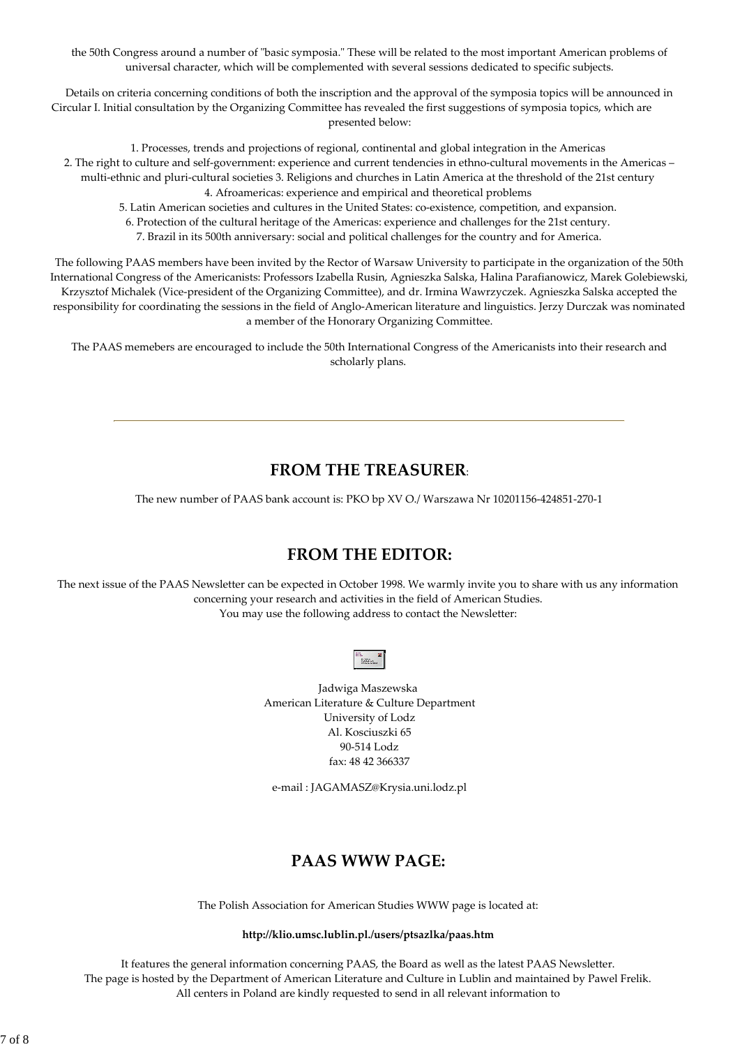the 50th Congress around a number of "basic symposia." These will be related to the most important American problems of universal character, which will be complemented with several sessions dedicated to specific subjects.

Details on criteria concerning conditions of both the inscription and the approval of the symposia topics will be announced in Circular I. Initial consultation by the Organizing Committee has revealed the first suggestions of symposia topics, which are presented below:

1. Processes, trends and projections of regional, continental and global integration in the Americas
2. The right to culture and self-government: experience and current tendencies in ethno-cultural movements in the Americas – multi-ethnic and pluri-cultural societies 3. Religions and churches in Latin America at the threshold of the 21st century
4. Afroamericas: experience and empirical and theoretical problems
5. Latin American societies and cultures in the United States: co-existence, competition, and expansion.
6. Protection of the cultural heritage of the Americas: experience and challenges for the 21st century.
7. Brazil in its 500th anniversary: social and political challenges for the country and for America.

The following PAAS members have been invited by the Rector of Warsaw University to participate in the organization of the 50th International Congress of the Americanists: Professors Izabella Rusin, Agnieszka Salska, Halina Parafianowicz, Marek Golebiewski, Krzysztof Michalek (Vice-president of the Organizing Committee), and dr. Irmina Wawrzyczek. Agnieszka Salska accepted the responsibility for coordinating the sessions in the field of Anglo-American literature and linguistics. Jerzy Durczak was nominated a member of the Honorary Organizing Committee.

The PAAS memebers are encouraged to include the 50th International Congress of the Americanists into their research and scholarly plans.

---

## FROM THE TREASURER:

The new number of PAAS bank account is: PKO bp XV O./ Warszawa Nr 10201156-424851-270-1

## FROM THE EDITOR:

The next issue of the PAAS Newsletter can be expected in October 1998. We warmly invite you to share with us any information concerning your research and activities in the field of American Studies.
You may use the following address to contact the Newsletter:

Jadwiga Maszewska
American Literature & Culture Department
University of Lodz
Al. Kosciuszki 65
90-514 Lodz
fax: 48 42 366337

e-mail : JAGAMASZ@Krysia.uni.lodz.pl

## PAAS WWW PAGE:

The Polish Association for American Studies WWW page is located at:

**http://klio.umsc.lublin.pl./users/ptsazlka/paas.htm**

It features the general information concerning PAAS, the Board as well as the latest PAAS Newsletter.
The page is hosted by the Department of American Literature and Culture in Lublin and maintained by Pawel Frelik.
All centers in Poland are kindly requested to send in all relevant information to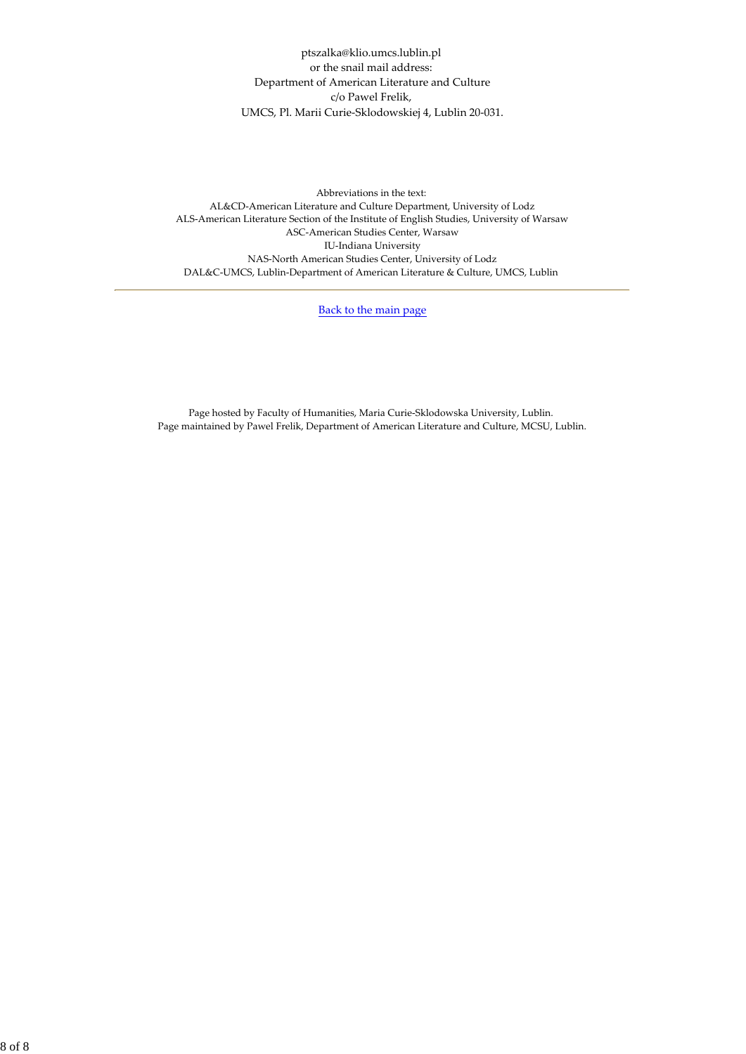ptszalka@klio.umcs.lublin.pl
or the snail mail address:
Department of American Literature and Culture
c/o Pawel Frelik,
UMCS, Pl. Marii Curie-Sklodowskiej 4, Lublin 20-031.

Abbreviations in the text:
AL&CD-American Literature and Culture Department, University of Lodz
ALS-American Literature Section of the Institute of English Studies, University of Warsaw
ASC-American Studies Center, Warsaw
IU-Indiana University
NAS-North American Studies Center, University of Lodz
DAL&C-UMCS, Lublin-Department of American Literature & Culture, UMCS, Lublin

---

Back to the main page

Page hosted by Faculty of Humanities, Maria Curie-Sklodowska University, Lublin.
Page maintained by Pawel Frelik, Department of American Literature and Culture, MCSU, Lublin.